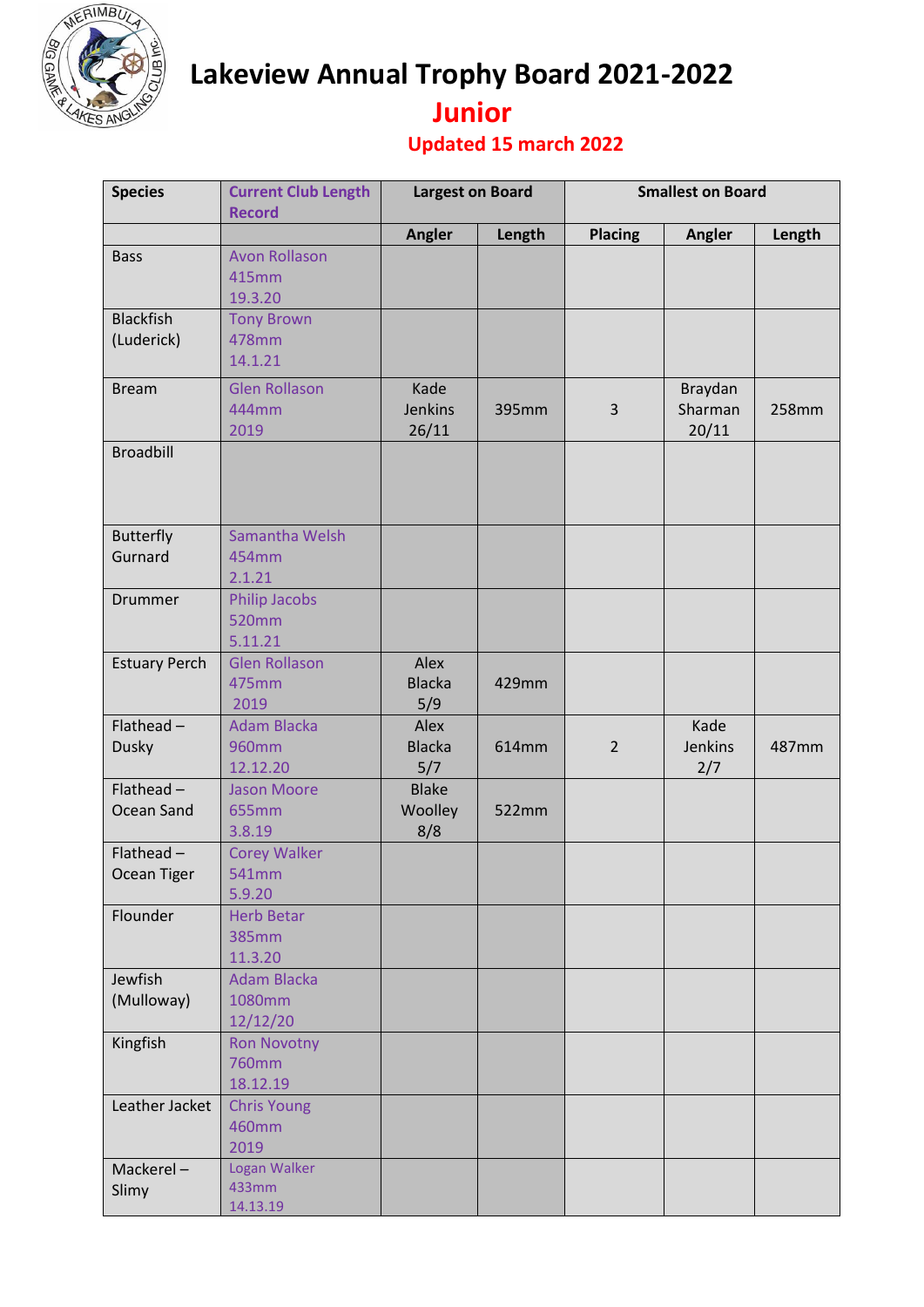# Lakeview Annual Trophy Board 2021-2022

## Junior

### Updated 15 march 2022

| Species | Current Club Length Record | Largest on Board | | Smallest on Board | | |
|---|---|---|---|---|---|---|
| | | Angler | Length | Placing | Angler | Length |
| Bass | Avon Rollason 415mm 19.3.20 | | | | | |
| Blackfish (Luderick) | Tony Brown 478mm 14.1.21 | | | | | |
| Bream | Glen Rollason 444mm 2019 | Kade Jenkins 26/11 | 395mm | 3 | Braydan Sharman 20/11 | 258mm |
| Broadbill | | | | | | |
| Butterfly Gurnard | Samantha Welsh 454mm 2.1.21 | | | | | |
| Drummer | Philip Jacobs 520mm 5.11.21 | | | | | |
| Estuary Perch | Glen Rollason 475mm 2019 | Alex Blacka 5/9 | 429mm | | | |
| Flathead – Dusky | Adam Blacka 960mm 12.12.20 | Alex Blacka 5/7 | 614mm | 2 | Kade Jenkins 2/7 | 487mm |
| Flathead – Ocean Sand | Jason Moore 655mm 3.8.19 | Blake Woolley 8/8 | 522mm | | | |
| Flathead – Ocean Tiger | Corey Walker 541mm 5.9.20 | | | | | |
| Flounder | Herb Betar 385mm 11.3.20 | | | | | |
| Jewfish (Mulloway) | Adam Blacka 1080mm 12/12/20 | | | | | |
| Kingfish | Ron Novotny 760mm 18.12.19 | | | | | |
| Leather Jacket | Chris Young 460mm 2019 | | | | | |
| Mackerel – Slimy | Logan Walker 433mm 14.13.19 | | | | | |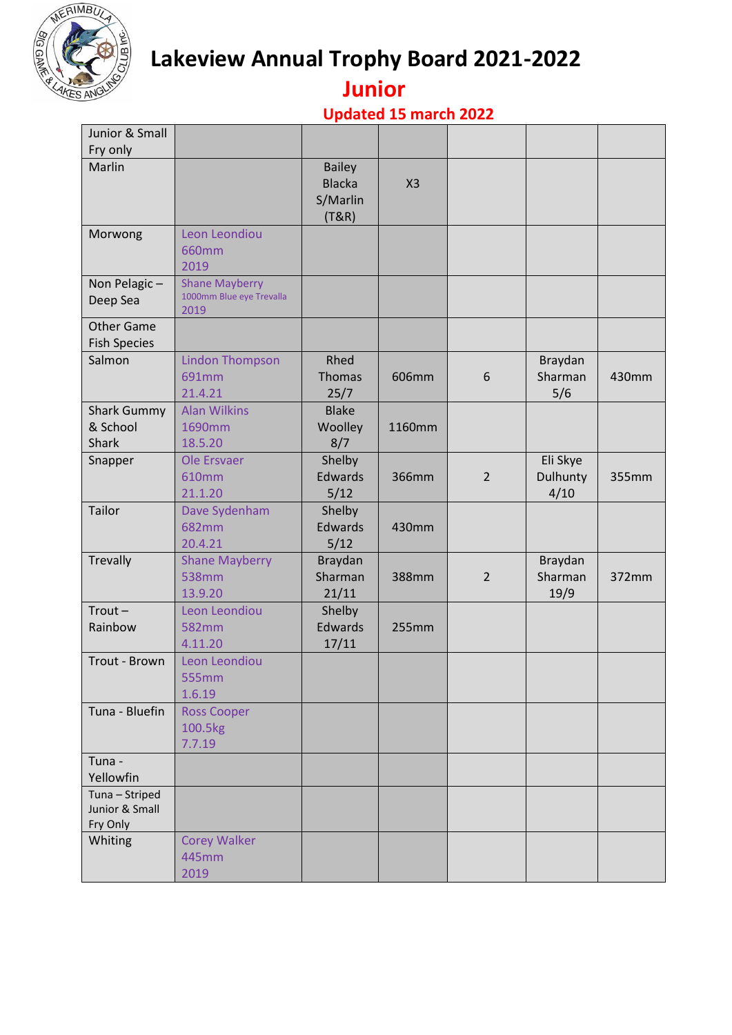# Lakeview Annual Trophy Board 2021-2022

## Junior

### Updated 15 march 2022

| | | | | | | |
|---|---|---|---|---|---|---|
| Junior & Small Fry only | | | | | | |
| Marlin | | Bailey Blacka S/Marlin (T&R) | X3 | | | |
| Morwong | Leon Leondiou 660mm 2019 | | | | | |
| Non Pelagic – Deep Sea | Shane Mayberry 1000mm Blue eye Trevalla 2019 | | | | | |
| Other Game Fish Species | | | | | | |
| Salmon | Lindon Thompson 691mm 21.4.21 | Rhed Thomas 25/7 | 606mm | 6 | Braydan Sharman 5/6 | 430mm |
| Shark Gummy & School Shark | Alan Wilkins 1690mm 18.5.20 | Blake Woolley 8/7 | 1160mm | | | |
| Snapper | Ole Ersvaer 610mm 21.1.20 | Shelby Edwards 5/12 | 366mm | 2 | Eli Skye Dulhunty 4/10 | 355mm |
| Tailor | Dave Sydenham 682mm 20.4.21 | Shelby Edwards 5/12 | 430mm | | | |
| Trevally | Shane Mayberry 538mm 13.9.20 | Braydan Sharman 21/11 | 388mm | 2 | Braydan Sharman 19/9 | 372mm |
| Trout – Rainbow | Leon Leondiou 582mm 4.11.20 | Shelby Edwards 17/11 | 255mm | | | |
| Trout - Brown | Leon Leondiou 555mm 1.6.19 | | | | | |
| Tuna - Bluefin | Ross Cooper 100.5kg 7.7.19 | | | | | |
| Tuna - Yellowfin | | | | | | |
| Tuna – Striped Junior & Small Fry Only | | | | | | |
| Whiting | Corey Walker 445mm 2019 | | | | | |